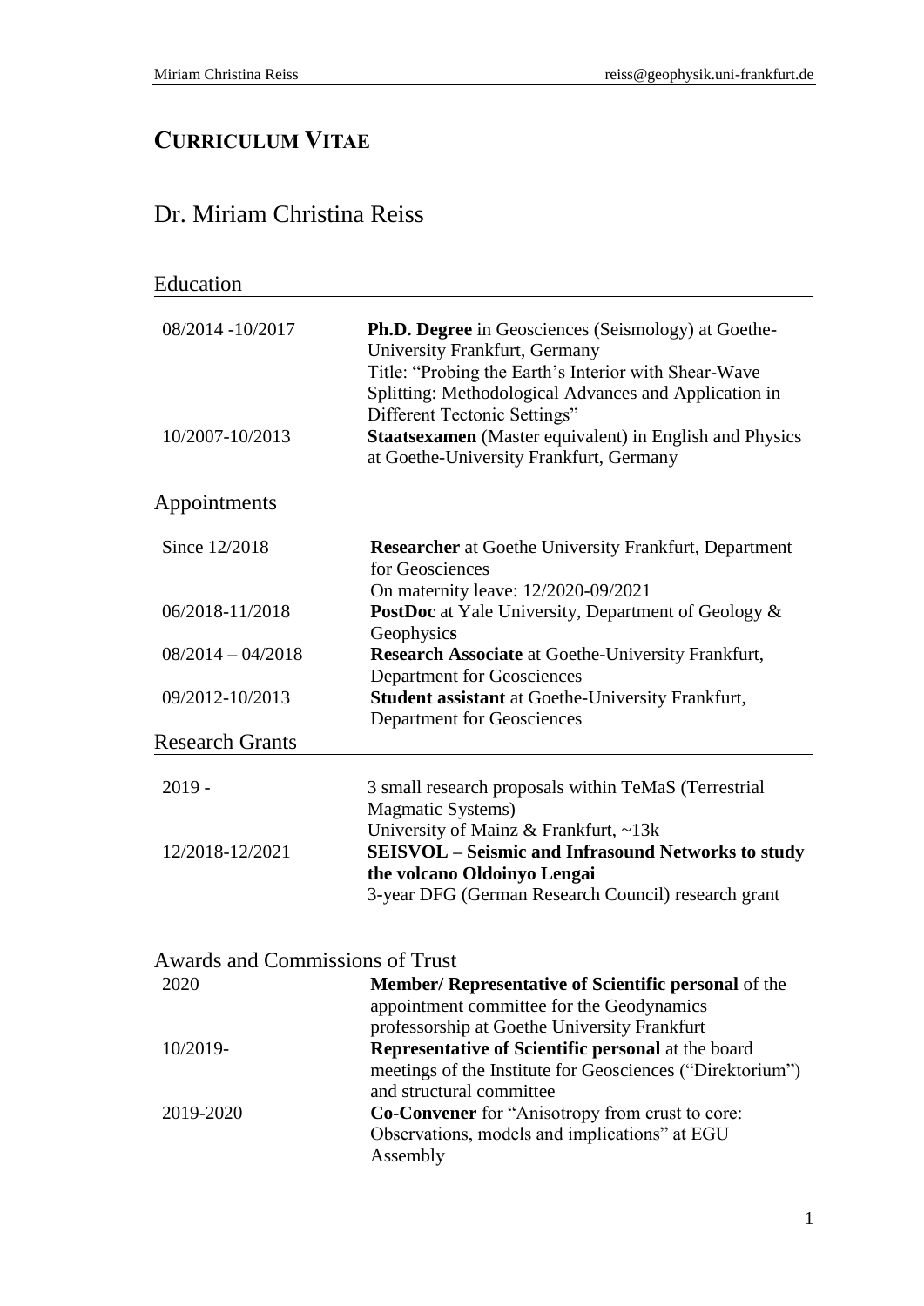# CURRICULUM VITAE

## Dr. Miriam Christina Reiss

### Education

| | |
|---|---|
| 08/2014 -10/2017 | **Ph.D. Degree** in Geosciences (Seismology) at Goethe-University Frankfurt, Germany<br>Title: "Probing the Earth's Interior with Shear-Wave Splitting: Methodological Advances and Application in Different Tectonic Settings" |
| 10/2007-10/2013 | **Staatsexamen** (Master equivalent) in English and Physics at Goethe-University Frankfurt, Germany |

### Appointments

| | |
|---|---|
| Since 12/2018 | **Researcher** at Goethe University Frankfurt, Department for Geosciences<br>On maternity leave: 12/2020-09/2021 |
| 06/2018-11/2018 | **PostDoc** at Yale University, Department of Geology & Geophysics |
| 08/2014 – 04/2018 | **Research Associate** at Goethe-University Frankfurt, Department for Geosciences |
| 09/2012-10/2013 | **Student assistant** at Goethe-University Frankfurt, Department for Geosciences |

### Research Grants

| | |
|---|---|
| 2019 - | 3 small research proposals within TeMaS (Terrestrial Magmatic Systems)<br>University of Mainz & Frankfurt, ~13k |
| 12/2018-12/2021 | **SEISVOL – Seismic and Infrasound Networks to study the volcano Oldoinyo Lengai**<br>3-year DFG (German Research Council) research grant |

### Awards and Commissions of Trust

| | |
|---|---|
| 2020 | **Member/ Representative of Scientific personal** of the appointment committee for the Geodynamics professorship at Goethe University Frankfurt |
| 10/2019- | **Representative of Scientific personal** at the board meetings of the Institute for Geosciences ("Direktorium") and structural committee |
| 2019-2020 | **Co-Convener** for "Anisotropy from crust to core: Observations, models and implications" at EGU Assembly |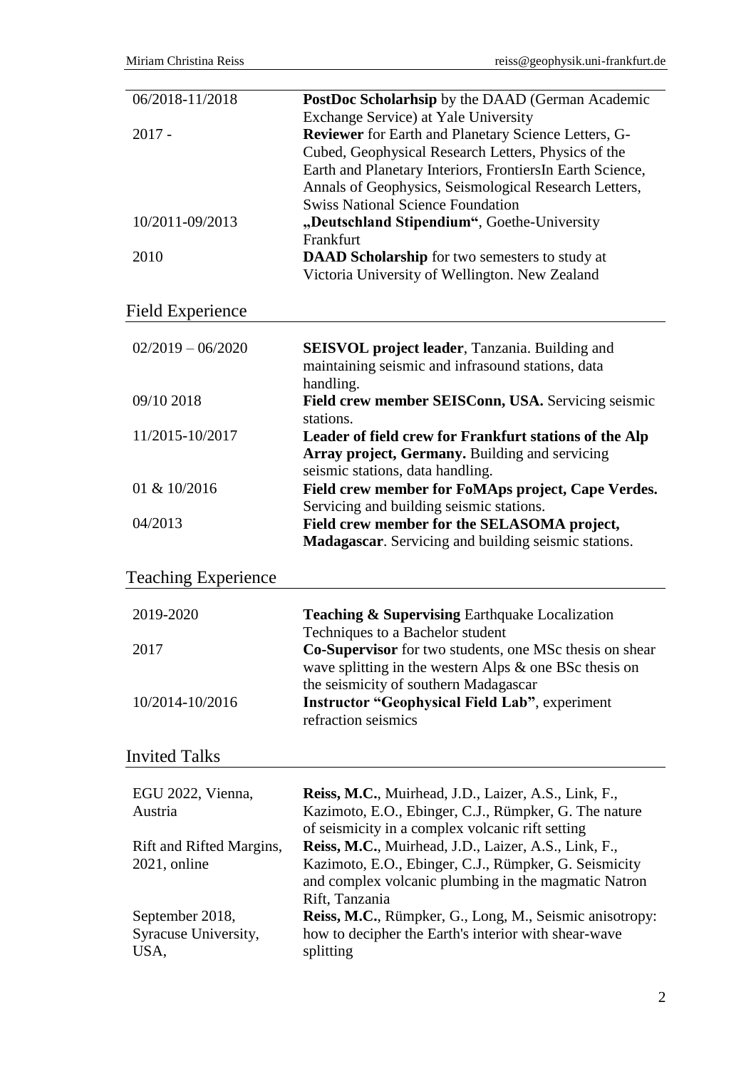| | |
|---|---|
| 06/2018-11/2018 | **PostDoc Scholarhsip** by the DAAD (German Academic Exchange Service) at Yale University |
| 2017 - | **Reviewer** for Earth and Planetary Science Letters, G-Cubed, Geophysical Research Letters, Physics of the Earth and Planetary Interiors, FrontiersIn Earth Science, Annals of Geophysics, Seismological Research Letters, Swiss National Science Foundation |
| 10/2011-09/2013 | **„Deutschland Stipendium“**, Goethe-University Frankfurt |
| 2010 | **DAAD Scholarship** for two semesters to study at Victoria University of Wellington. New Zealand |

## Field Experience

| | |
|---|---|
| 02/2019 – 06/2020 | **SEISVOL project leader**, Tanzania. Building and maintaining seismic and infrasound stations, data handling. |
| 09/10 2018 | **Field crew member SEISConn, USA.** Servicing seismic stations. |
| 11/2015-10/2017 | **Leader of field crew for Frankfurt stations of the Alp Array project, Germany.** Building and servicing seismic stations, data handling. |
| 01 & 10/2016 | **Field crew member for FoMAps project, Cape Verdes.** Servicing and building seismic stations. |
| 04/2013 | **Field crew member for the SELASOMA project, Madagascar**. Servicing and building seismic stations. |

## Teaching Experience

| | |
|---|---|
| 2019-2020 | **Teaching & Supervising** Earthquake Localization Techniques to a Bachelor student |
| 2017 | **Co-Supervisor** for two students, one MSc thesis on shear wave splitting in the western Alps & one BSc thesis on the seismicity of southern Madagascar |
| 10/2014-10/2016 | **Instructor "Geophysical Field Lab"**, experiment refraction seismics |

## Invited Talks

| | |
|---|---|
| EGU 2022, Vienna, Austria | **Reiss, M.C.**, Muirhead, J.D., Laizer, A.S., Link, F., Kazimoto, E.O., Ebinger, C.J., Rümpker, G. The nature of seismicity in a complex volcanic rift setting |
| Rift and Rifted Margins, 2021, online | **Reiss, M.C.**, Muirhead, J.D., Laizer, A.S., Link, F., Kazimoto, E.O., Ebinger, C.J., Rümpker, G. Seismicity and complex volcanic plumbing in the magmatic Natron Rift, Tanzania |
| September 2018, Syracuse University, USA, | **Reiss, M.C.**, Rümpker, G., Long, M., Seismic anisotropy: how to decipher the Earth's interior with shear-wave splitting |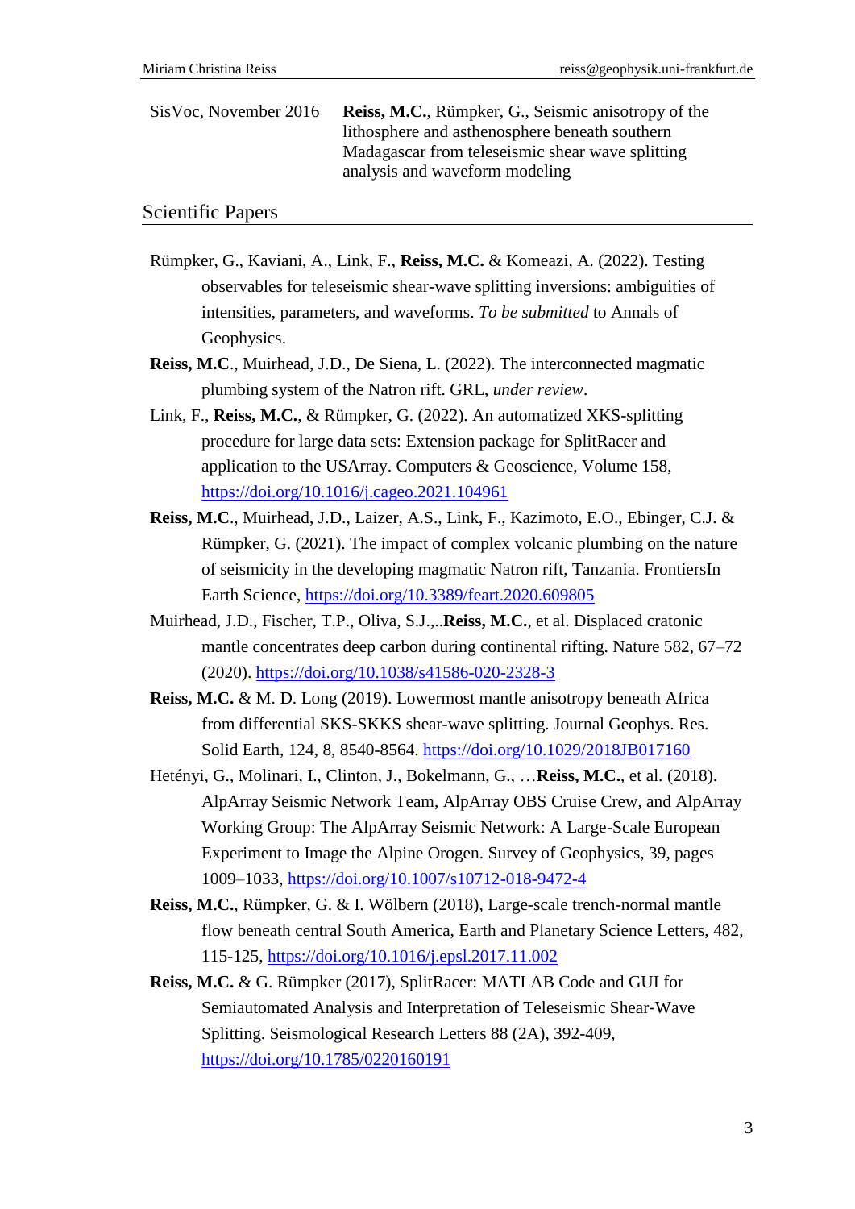SisVoc, November 2016 — **Reiss, M.C.**, Rümpker, G., Seismic anisotropy of the lithosphere and asthenosphere beneath southern Madagascar from teleseismic shear wave splitting analysis and waveform modeling

## Scientific Papers

Rümpker, G., Kaviani, A., Link, F., **Reiss, M.C.** & Komeazi, A. (2022). Testing observables for teleseismic shear-wave splitting inversions: ambiguities of intensities, parameters, and waveforms. *To be submitted* to Annals of Geophysics.

**Reiss, M.C**., Muirhead, J.D., De Siena, L. (2022). The interconnected magmatic plumbing system of the Natron rift. GRL, *under review*.

Link, F., **Reiss, M.C.**, & Rümpker, G. (2022). An automatized XKS-splitting procedure for large data sets: Extension package for SplitRacer and application to the USArray. Computers & Geoscience, Volume 158, https://doi.org/10.1016/j.cageo.2021.104961

**Reiss, M.C**., Muirhead, J.D., Laizer, A.S., Link, F., Kazimoto, E.O., Ebinger, C.J. & Rümpker, G. (2021). The impact of complex volcanic plumbing on the nature of seismicity in the developing magmatic Natron rift, Tanzania. FrontiersIn Earth Science, https://doi.org/10.3389/feart.2020.609805

Muirhead, J.D., Fischer, T.P., Oliva, S.J.,..**Reiss, M.C.**, et al. Displaced cratonic mantle concentrates deep carbon during continental rifting. Nature 582, 67–72 (2020). https://doi.org/10.1038/s41586-020-2328-3

**Reiss, M.C.** & M. D. Long (2019). Lowermost mantle anisotropy beneath Africa from differential SKS-SKKS shear-wave splitting. Journal Geophys. Res. Solid Earth, 124, 8, 8540-8564. https://doi.org/10.1029/2018JB017160

Hetényi, G., Molinari, I., Clinton, J., Bokelmann, G., …**Reiss, M.C.**, et al. (2018). AlpArray Seismic Network Team, AlpArray OBS Cruise Crew, and AlpArray Working Group: The AlpArray Seismic Network: A Large-Scale European Experiment to Image the Alpine Orogen. Survey of Geophysics, 39, pages 1009–1033, https://doi.org/10.1007/s10712-018-9472-4

**Reiss, M.C.**, Rümpker, G. & I. Wölbern (2018), Large-scale trench-normal mantle flow beneath central South America, Earth and Planetary Science Letters, 482, 115-125, https://doi.org/10.1016/j.epsl.2017.11.002

**Reiss, M.C.** & G. Rümpker (2017), SplitRacer: MATLAB Code and GUI for Semiautomated Analysis and Interpretation of Teleseismic Shear-Wave Splitting. Seismological Research Letters 88 (2A), 392-409, https://doi.org/10.1785/0220160191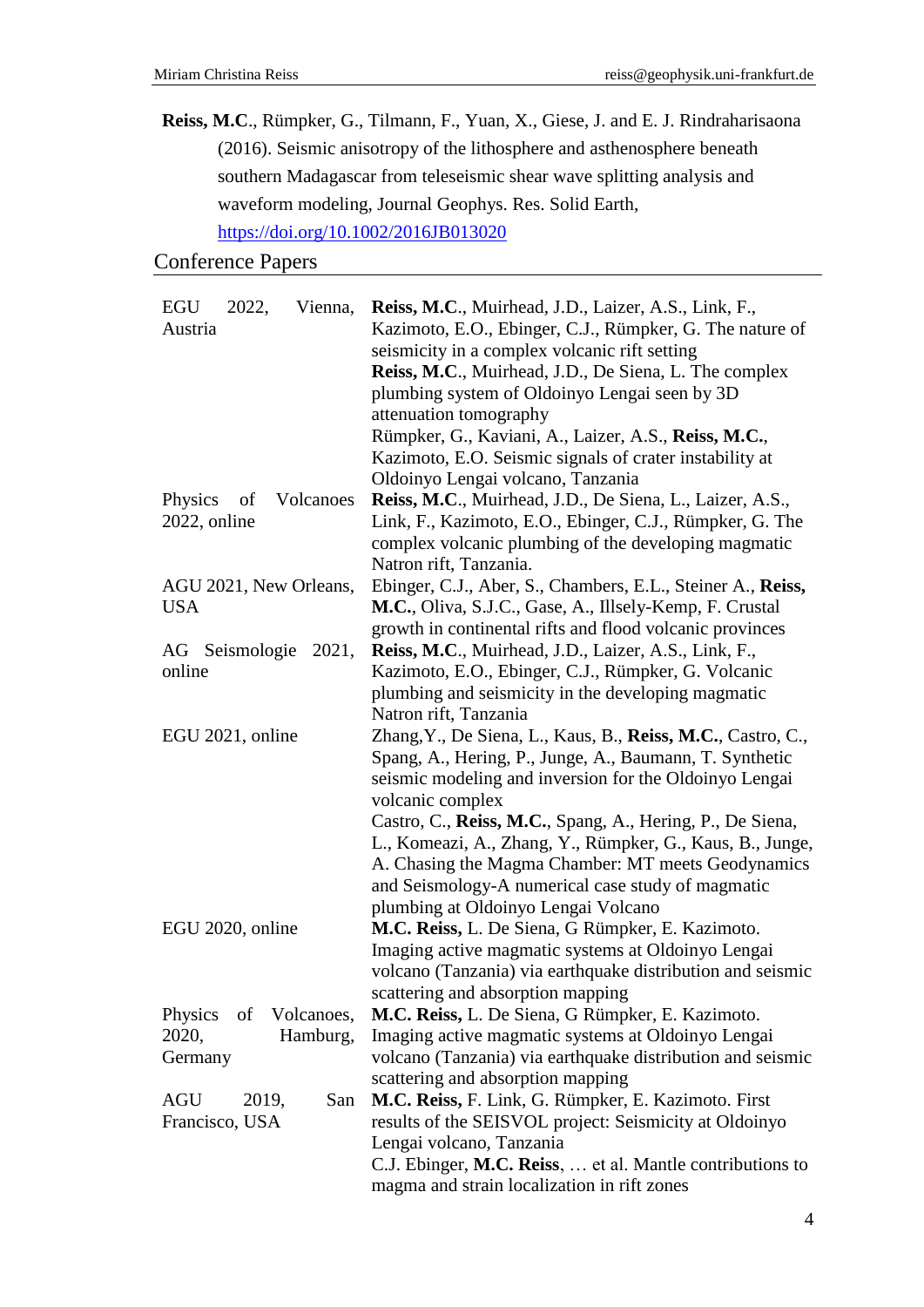**Reiss, M.C**., Rümpker, G., Tilmann, F., Yuan, X., Giese, J. and E. J. Rindraharisaona (2016). Seismic anisotropy of the lithosphere and asthenosphere beneath southern Madagascar from teleseismic shear wave splitting analysis and waveform modeling, Journal Geophys. Res. Solid Earth, https://doi.org/10.1002/2016JB013020

## Conference Papers

| | |
|---|---|
| EGU 2022, Vienna, Austria | **Reiss, M.C**., Muirhead, J.D., Laizer, A.S., Link, F., Kazimoto, E.O., Ebinger, C.J., Rümpker, G. The nature of seismicity in a complex volcanic rift setting<br>**Reiss, M.C**., Muirhead, J.D., De Siena, L. The complex plumbing system of Oldoinyo Lengai seen by 3D attenuation tomography<br>Rümpker, G., Kaviani, A., Laizer, A.S., **Reiss, M.C.**, Kazimoto, E.O. Seismic signals of crater instability at Oldoinyo Lengai volcano, Tanzania |
| Physics of Volcanoes 2022, online | **Reiss, M.C**., Muirhead, J.D., De Siena, L., Laizer, A.S., Link, F., Kazimoto, E.O., Ebinger, C.J., Rümpker, G. The complex volcanic plumbing of the developing magmatic Natron rift, Tanzania. |
| AGU 2021, New Orleans, USA | Ebinger, C.J., Aber, S., Chambers, E.L., Steiner A., **Reiss, M.C.**, Oliva, S.J.C., Gase, A., Illsely-Kemp, F. Crustal growth in continental rifts and flood volcanic provinces |
| AG Seismologie 2021, online | **Reiss, M.C**., Muirhead, J.D., Laizer, A.S., Link, F., Kazimoto, E.O., Ebinger, C.J., Rümpker, G. Volcanic plumbing and seismicity in the developing magmatic Natron rift, Tanzania |
| EGU 2021, online | Zhang,Y., De Siena, L., Kaus, B., **Reiss, M.C.**, Castro, C., Spang, A., Hering, P., Junge, A., Baumann, T. Synthetic seismic modeling and inversion for the Oldoinyo Lengai volcanic complex<br>Castro, C., **Reiss, M.C.**, Spang, A., Hering, P., De Siena, L., Komeazi, A., Zhang, Y., Rümpker, G., Kaus, B., Junge, A. Chasing the Magma Chamber: MT meets Geodynamics and Seismology-A numerical case study of magmatic plumbing at Oldoinyo Lengai Volcano |
| EGU 2020, online | **M.C. Reiss,** L. De Siena, G Rümpker, E. Kazimoto. Imaging active magmatic systems at Oldoinyo Lengai volcano (Tanzania) via earthquake distribution and seismic scattering and absorption mapping |
| Physics of Volcanoes, 2020, Hamburg, Germany | **M.C. Reiss,** L. De Siena, G Rümpker, E. Kazimoto. Imaging active magmatic systems at Oldoinyo Lengai volcano (Tanzania) via earthquake distribution and seismic scattering and absorption mapping |
| AGU 2019, San Francisco, USA | **M.C. Reiss,** F. Link, G. Rümpker, E. Kazimoto. First results of the SEISVOL project: Seismicity at Oldoinyo Lengai volcano, Tanzania<br>C.J. Ebinger, **M.C. Reiss**, … et al. Mantle contributions to magma and strain localization in rift zones |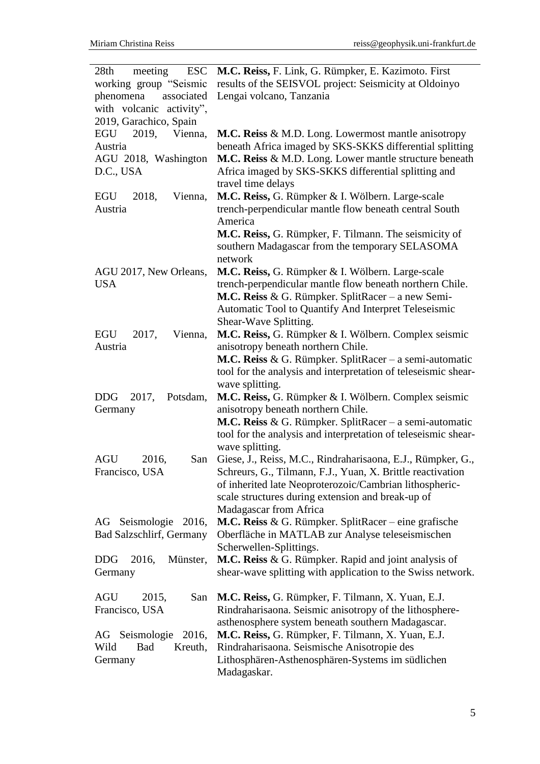| | |
|---|---|
| 28th meeting ESC working group "Seismic phenomena associated with volcanic activity", 2019, Garachico, Spain | **M.C. Reiss,** F. Link, G. Rümpker, E. Kazimoto. First results of the SEISVOL project: Seismicity at Oldoinyo Lengai volcano, Tanzania |
| EGU 2019, Vienna, Austria | **M.C. Reiss** & M.D. Long. Lowermost mantle anisotropy beneath Africa imaged by SKS-SKKS differential splitting |
| AGU 2018, Washington D.C., USA | **M.C. Reiss** & M.D. Long. Lower mantle structure beneath Africa imaged by SKS-SKKS differential splitting and travel time delays |
| EGU 2018, Vienna, Austria | **M.C. Reiss,** G. Rümpker & I. Wölbern. Large-scale trench-perpendicular mantle flow beneath central South America<br>**M.C. Reiss,** G. Rümpker, F. Tilmann. The seismicity of southern Madagascar from the temporary SELASOMA network |
| AGU 2017, New Orleans, USA | **M.C. Reiss,** G. Rümpker & I. Wölbern. Large-scale trench-perpendicular mantle flow beneath northern Chile.<br>**M.C. Reiss** & G. Rümpker. SplitRacer – a new Semi-Automatic Tool to Quantify And Interpret Teleseismic Shear-Wave Splitting. |
| EGU 2017, Vienna, Austria | **M.C. Reiss,** G. Rümpker & I. Wölbern. Complex seismic anisotropy beneath northern Chile.<br>**M.C. Reiss** & G. Rümpker. SplitRacer – a semi-automatic tool for the analysis and interpretation of teleseismic shear-wave splitting. |
| DDG 2017, Potsdam, Germany | **M.C. Reiss,** G. Rümpker & I. Wölbern. Complex seismic anisotropy beneath northern Chile.<br>**M.C. Reiss** & G. Rümpker. SplitRacer – a semi-automatic tool for the analysis and interpretation of teleseismic shear-wave splitting. |
| AGU 2016, San Francisco, USA | Giese, J., Reiss, M.C., Rindraharisaona, E.J., Rümpker, G., Schreurs, G., Tilmann, F.J., Yuan, X. Brittle reactivation of inherited late Neoproterozoic/Cambrian lithospheric-scale structures during extension and break-up of Madagascar from Africa |
| AG Seismologie 2016, Bad Salzschlirf, Germany | **M.C. Reiss** & G. Rümpker. SplitRacer – eine grafische Oberfläche in MATLAB zur Analyse teleseismischen Scherwellen-Splittings. |
| DDG 2016, Münster, Germany | **M.C. Reiss** & G. Rümpker. Rapid and joint analysis of shear-wave splitting with application to the Swiss network. |
| AGU 2015, San Francisco, USA | **M.C. Reiss,** G. Rümpker, F. Tilmann, X. Yuan, E.J. Rindraharisaona. Seismic anisotropy of the lithosphere-asthenosphere system beneath southern Madagascar. |
| AG Seismologie 2016, Wild Bad Kreuth, Germany | **M.C. Reiss,** G. Rümpker, F. Tilmann, X. Yuan, E.J. Rindraharisaona. Seismische Anisotropie des Lithosphären-Asthenosphären-Systems im südlichen Madagaskar. |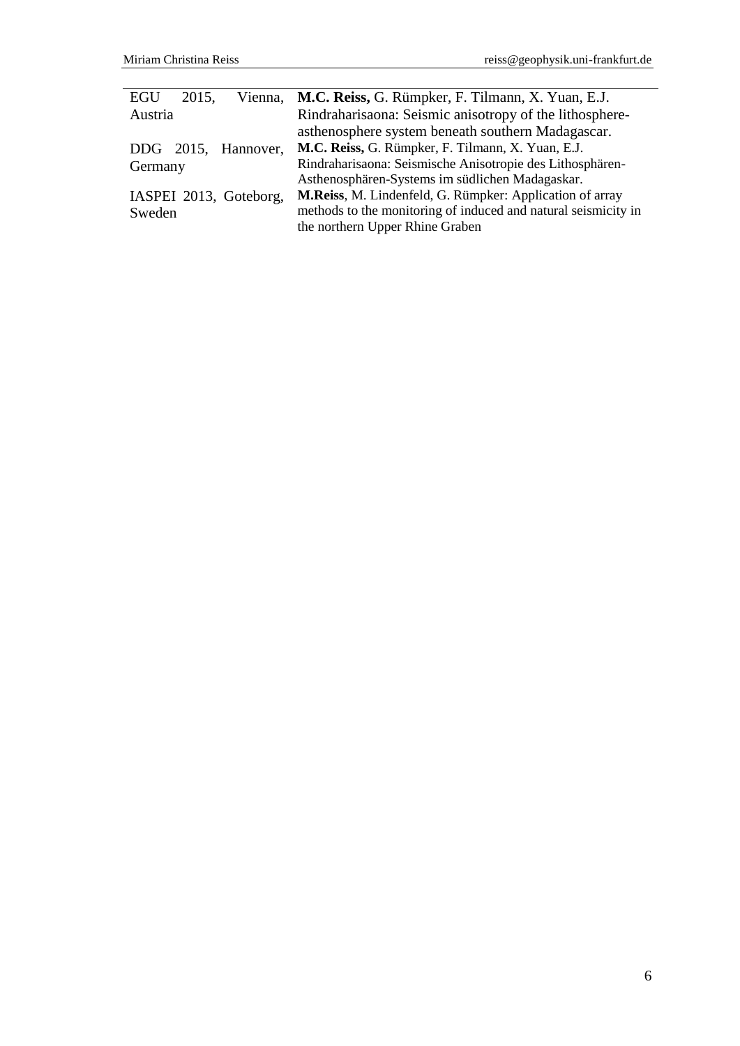| | |
|---|---|
| EGU 2015, Vienna, Austria | **M.C. Reiss,** G. Rümpker, F. Tilmann, X. Yuan, E.J. Rindraharisaona: Seismic anisotropy of the lithosphere-asthenosphere system beneath southern Madagascar. |
| DDG 2015, Hannover, Germany | **M.C. Reiss,** G. Rümpker, F. Tilmann, X. Yuan, E.J. Rindraharisaona: Seismische Anisotropie des Lithosphären-Asthenosphären-Systems im südlichen Madagaskar. |
| IASPEI 2013, Goteborg, Sweden | **M.Reiss**, M. Lindenfeld, G. Rümpker: Application of array methods to the monitoring of induced and natural seismicity in the northern Upper Rhine Graben |